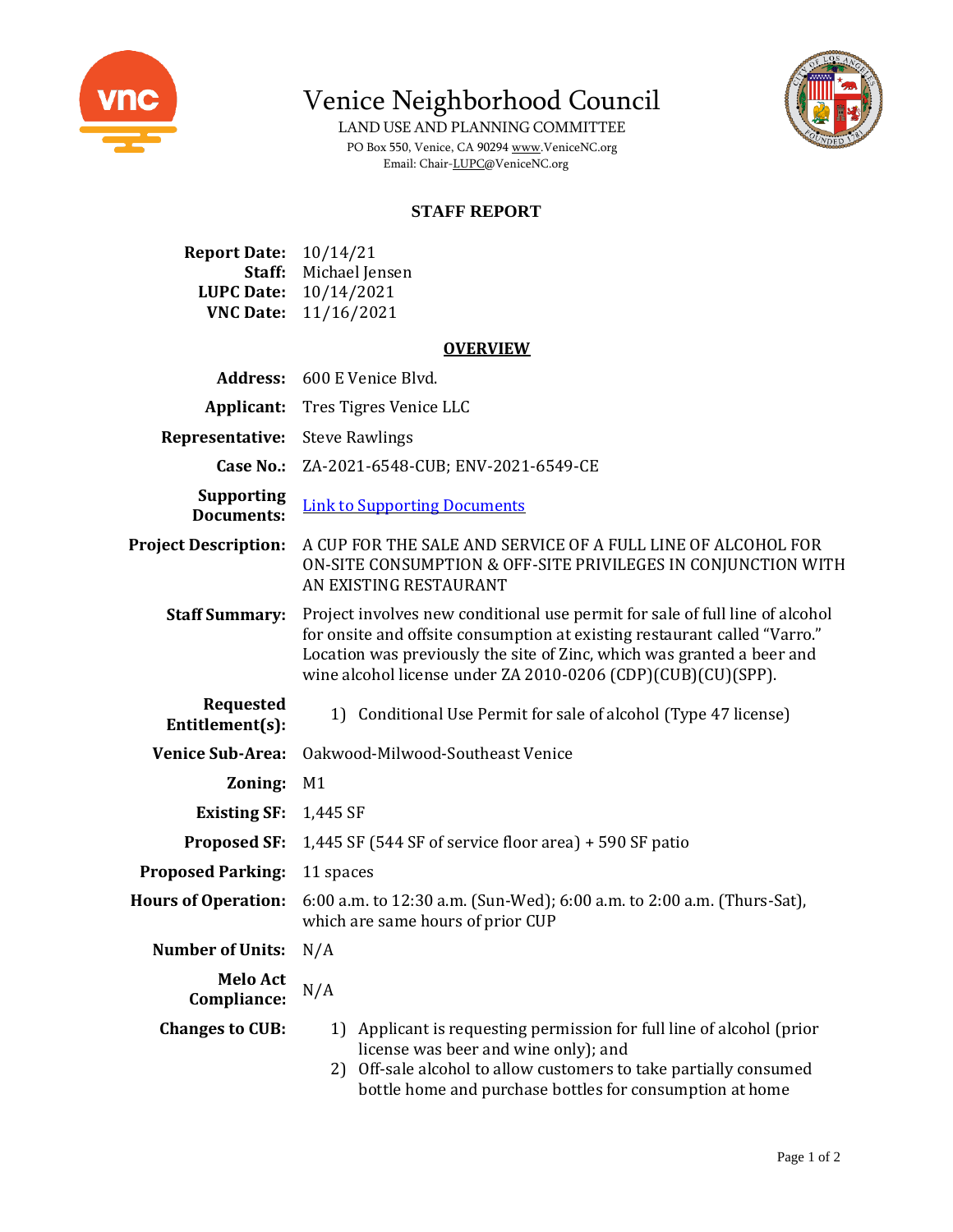# Venice Neighborhood Council

LAND USE AND PLANNING COMMITTEE

PO Box 550, Venice, CA 90294 www.VeniceNC.org

Email: Chair-LUPC@VeniceNC.org

## STAFF REPORT

**Report Date:** 10/14/21
**Staff:** Michael Jensen
**LUPC Date:** 10/14/2021
**VNC Date:** 11/16/2021

### OVERVIEW

| | |
|---|---|
| **Address:** | 600 E Venice Blvd. |
| **Applicant:** | Tres Tigres Venice LLC |
| **Representative:** | Steve Rawlings |
| **Case No.:** | ZA-2021-6548-CUB; ENV-2021-6549-CE |
| **Supporting Documents:** | Link to Supporting Documents |
| **Project Description:** | A CUP FOR THE SALE AND SERVICE OF A FULL LINE OF ALCOHOL FOR ON-SITE CONSUMPTION & OFF-SITE PRIVILEGES IN CONJUNCTION WITH AN EXISTING RESTAURANT |
| **Staff Summary:** | Project involves new conditional use permit for sale of full line of alcohol for onsite and offsite consumption at existing restaurant called "Varro." Location was previously the site of Zinc, which was granted a beer and wine alcohol license under ZA 2010-0206 (CDP)(CUB)(CU)(SPP). |
| **Requested Entitlement(s):** | 1) Conditional Use Permit for sale of alcohol (Type 47 license) |
| **Venice Sub-Area:** | Oakwood-Milwood-Southeast Venice |
| **Zoning:** | M1 |
| **Existing SF:** | 1,445 SF |
| **Proposed SF:** | 1,445 SF (544 SF of service floor area) + 590 SF patio |
| **Proposed Parking:** | 11 spaces |
| **Hours of Operation:** | 6:00 a.m. to 12:30 a.m. (Sun-Wed); 6:00 a.m. to 2:00 a.m. (Thurs-Sat), which are same hours of prior CUP |
| **Number of Units:** | N/A |
| **Melo Act Compliance:** | N/A |
| **Changes to CUB:** | 1) Applicant is requesting permission for full line of alcohol (prior license was beer and wine only); and 2) Off-sale alcohol to allow customers to take partially consumed bottle home and purchase bottles for consumption at home |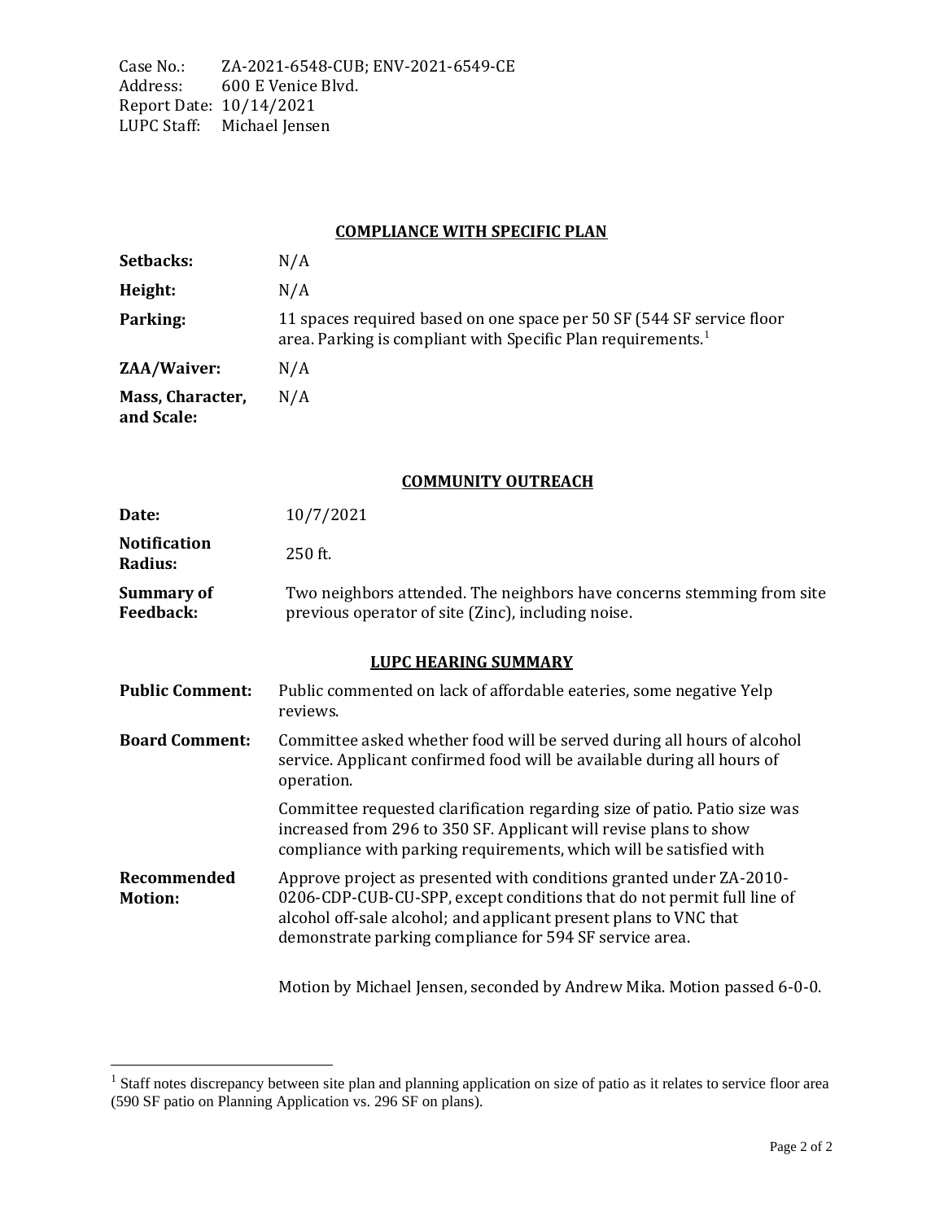Case No.: ZA-2021-6548-CUB; ENV-2021-6549-CE
Address: 600 E Venice Blvd.
Report Date: 10/14/2021
LUPC Staff: Michael Jensen

## COMPLIANCE WITH SPECIFIC PLAN

| | |
|---|---|
| **Setbacks:** | N/A |
| **Height:** | N/A |
| **Parking:** | 11 spaces required based on one space per 50 SF (544 SF service floor area. Parking is compliant with Specific Plan requirements.[1] |
| **ZAA/Waiver:** | N/A |
| **Mass, Character, and Scale:** | N/A |

## COMMUNITY OUTREACH

| | |
|---|---|
| **Date:** | 10/7/2021 |
| **Notification Radius:** | 250 ft. |
| **Summary of Feedback:** | Two neighbors attended. The neighbors have concerns stemming from site previous operator of site (Zinc), including noise. |

## LUPC HEARING SUMMARY

| | |
|---|---|
| **Public Comment:** | Public commented on lack of affordable eateries, some negative Yelp reviews. |
| **Board Comment:** | Committee asked whether food will be served during all hours of alcohol service. Applicant confirmed food will be available during all hours of operation. |
| | Committee requested clarification regarding size of patio. Patio size was increased from 296 to 350 SF. Applicant will revise plans to show compliance with parking requirements, which will be satisfied with |
| **Recommended Motion:** | Approve project as presented with conditions granted under ZA-2010-0206-CDP-CUB-CU-SPP, except conditions that do not permit full line of alcohol off-sale alcohol; and applicant present plans to VNC that demonstrate parking compliance for 594 SF service area. |
| | Motion by Michael Jensen, seconded by Andrew Mika. Motion passed 6-0-0. |

[1] Staff notes discrepancy between site plan and planning application on size of patio as it relates to service floor area (590 SF patio on Planning Application vs. 296 SF on plans).